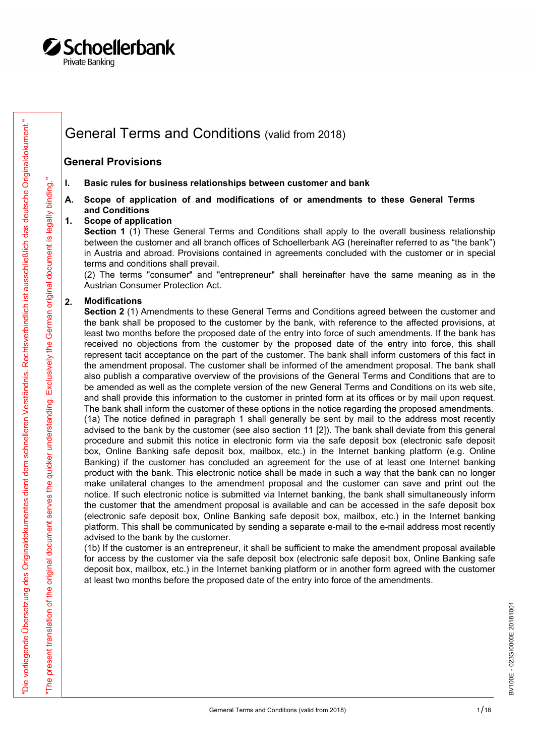# General Terms and Conditions (valid from 2018)

## General Provisions

### I. Basic rules for business relationships between customer and bank

### A. Scope of application of and modifications of or amendments to these General Terms and Conditions

#### 1. Scope of application

**Section 1** (1) These General Terms and Conditions shall apply to the overall business relationship between the customer and all branch offices of Schoellerbank AG (hereinafter referred to as "the bank") in Austria and abroad. Provisions contained in agreements concluded with the customer or in special terms and conditions shall prevail.

(2) The terms "consumer" and "entrepreneur" shall hereinafter have the same meaning as in the Austrian Consumer Protection Act.

#### 2. Modifications

**Section 2** (1) Amendments to these General Terms and Conditions agreed between the customer and the bank shall be proposed to the customer by the bank, with reference to the affected provisions, at least two months before the proposed date of the entry into force of such amendments. If the bank has received no objections from the customer by the proposed date of the entry into force, this shall represent tacit acceptance on the part of the customer. The bank shall inform customers of this fact in the amendment proposal. The customer shall be informed of the amendment proposal. The bank shall also publish a comparative overview of the provisions of the General Terms and Conditions that are to be amended as well as the complete version of the new General Terms and Conditions on its web site, and shall provide this information to the customer in printed form at its offices or by mail upon request. The bank shall inform the customer of these options in the notice regarding the proposed amendments.

(1a) The notice defined in paragraph 1 shall generally be sent by mail to the address most recently advised to the bank by the customer (see also section 11 [2]). The bank shall deviate from this general procedure and submit this notice in electronic form via the safe deposit box (electronic safe deposit box, Online Banking safe deposit box, mailbox, etc.) in the Internet banking platform (e.g. Online Banking) if the customer has concluded an agreement for the use of at least one Internet banking product with the bank. This electronic notice shall be made in such a way that the bank can no longer make unilateral changes to the amendment proposal and the customer can save and print out the notice. If such electronic notice is submitted via Internet banking, the bank shall simultaneously inform the customer that the amendment proposal is available and can be accessed in the safe deposit box (electronic safe deposit box, Online Banking safe deposit box, mailbox, etc.) in the Internet banking platform. This shall be communicated by sending a separate e-mail to the e-mail address most recently advised to the bank by the customer.

(1b) If the customer is an entrepreneur, it shall be sufficient to make the amendment proposal available for access by the customer via the safe deposit box (electronic safe deposit box, Online Banking safe deposit box, mailbox, etc.) in the Internet banking platform or in another form agreed with the customer at least two months before the proposed date of the entry into force of the amendments.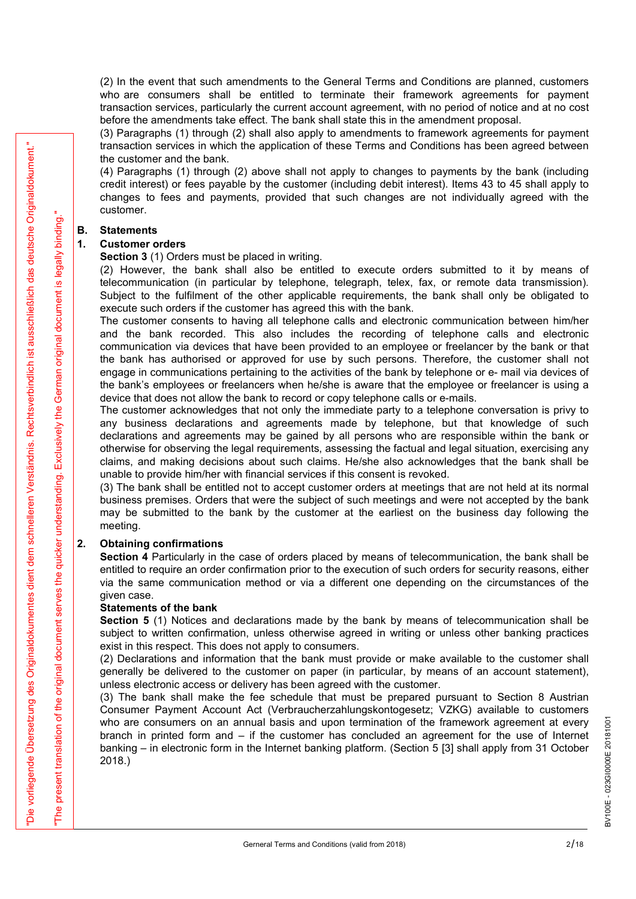(2) In the event that such amendments to the General Terms and Conditions are planned, customers who are consumers shall be entitled to terminate their framework agreements for payment transaction services, particularly the current account agreement, with no period of notice and at no cost before the amendments take effect. The bank shall state this in the amendment proposal.

(3) Paragraphs (1) through (2) shall also apply to amendments to framework agreements for payment transaction services in which the application of these Terms and Conditions has been agreed between the customer and the bank.

(4) Paragraphs (1) through (2) above shall not apply to changes to payments by the bank (including credit interest) or fees payable by the customer (including debit interest). Items 43 to 45 shall apply to changes to fees and payments, provided that such changes are not individually agreed with the customer.

## B. Statements

### 1. Customer orders

**Section 3** (1) Orders must be placed in writing.

(2) However, the bank shall also be entitled to execute orders submitted to it by means of telecommunication (in particular by telephone, telegraph, telex, fax, or remote data transmission). Subject to the fulfilment of the other applicable requirements, the bank shall only be obligated to execute such orders if the customer has agreed this with the bank.

The customer consents to having all telephone calls and electronic communication between him/her and the bank recorded. This also includes the recording of telephone calls and electronic communication via devices that have been provided to an employee or freelancer by the bank or that the bank has authorised or approved for use by such persons. Therefore, the customer shall not engage in communications pertaining to the activities of the bank by telephone or e- mail via devices of the bank's employees or freelancers when he/she is aware that the employee or freelancer is using a device that does not allow the bank to record or copy telephone calls or e-mails.

The customer acknowledges that not only the immediate party to a telephone conversation is privy to any business declarations and agreements made by telephone, but that knowledge of such declarations and agreements may be gained by all persons who are responsible within the bank or otherwise for observing the legal requirements, assessing the factual and legal situation, exercising any claims, and making decisions about such claims. He/she also acknowledges that the bank shall be unable to provide him/her with financial services if this consent is revoked.

(3) The bank shall be entitled not to accept customer orders at meetings that are not held at its normal business premises. Orders that were the subject of such meetings and were not accepted by the bank may be submitted to the bank by the customer at the earliest on the business day following the meeting.

### 2. Obtaining confirmations

**Section 4** Particularly in the case of orders placed by means of telecommunication, the bank shall be entitled to require an order confirmation prior to the execution of such orders for security reasons, either via the same communication method or via a different one depending on the circumstances of the given case.

**Statements of the bank**

**Section 5** (1) Notices and declarations made by the bank by means of telecommunication shall be subject to written confirmation, unless otherwise agreed in writing or unless other banking practices exist in this respect. This does not apply to consumers.

(2) Declarations and information that the bank must provide or make available to the customer shall generally be delivered to the customer on paper (in particular, by means of an account statement), unless electronic access or delivery has been agreed with the customer.

(3) The bank shall make the fee schedule that must be prepared pursuant to Section 8 Austrian Consumer Payment Account Act (Verbraucherzahlungskontogesetz; VZKG) available to customers who are consumers on an annual basis and upon termination of the framework agreement at every branch in printed form and – if the customer has concluded an agreement for the use of Internet banking – in electronic form in the Internet banking platform. (Section 5 [3] shall apply from 31 October 2018.)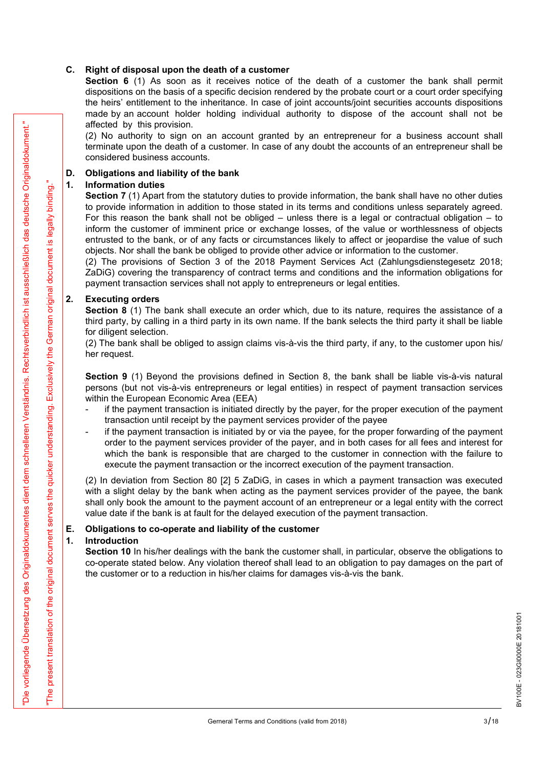## C. Right of disposal upon the death of a customer

**Section 6** (1) As soon as it receives notice of the death of a customer the bank shall permit dispositions on the basis of a specific decision rendered by the probate court or a court order specifying the heirs' entitlement to the inheritance. In case of joint accounts/joint securities accounts dispositions made by an account holder holding individual authority to dispose of the account shall not be affected by this provision.

(2) No authority to sign on an account granted by an entrepreneur for a business account shall terminate upon the death of a customer. In case of any doubt the accounts of an entrepreneur shall be considered business accounts.

## D. Obligations and liability of the bank

### 1. Information duties

**Section 7** (1) Apart from the statutory duties to provide information, the bank shall have no other duties to provide information in addition to those stated in its terms and conditions unless separately agreed. For this reason the bank shall not be obliged – unless there is a legal or contractual obligation – to inform the customer of imminent price or exchange losses, of the value or worthlessness of objects entrusted to the bank, or of any facts or circumstances likely to affect or jeopardise the value of such objects. Nor shall the bank be obliged to provide other advice or information to the customer.

(2) The provisions of Section 3 of the 2018 Payment Services Act (Zahlungsdienstegesetz 2018; ZaDiG) covering the transparency of contract terms and conditions and the information obligations for payment transaction services shall not apply to entrepreneurs or legal entities.

### 2. Executing orders

**Section 8** (1) The bank shall execute an order which, due to its nature, requires the assistance of a third party, by calling in a third party in its own name. If the bank selects the third party it shall be liable for diligent selection.

(2) The bank shall be obliged to assign claims vis-à-vis the third party, if any, to the customer upon his/her request.

**Section 9** (1) Beyond the provisions defined in Section 8, the bank shall be liable vis-à-vis natural persons (but not vis-à-vis entrepreneurs or legal entities) in respect of payment transaction services within the European Economic Area (EEA)

- if the payment transaction is initiated directly by the payer, for the proper execution of the payment transaction until receipt by the payment services provider of the payee
- if the payment transaction is initiated by or via the payee, for the proper forwarding of the payment order to the payment services provider of the payer, and in both cases for all fees and interest for which the bank is responsible that are charged to the customer in connection with the failure to execute the payment transaction or the incorrect execution of the payment transaction.

(2) In deviation from Section 80 [2] 5 ZaDiG, in cases in which a payment transaction was executed with a slight delay by the bank when acting as the payment services provider of the payee, the bank shall only book the amount to the payment account of an entrepreneur or a legal entity with the correct value date if the bank is at fault for the delayed execution of the payment transaction.

## E. Obligations to co-operate and liability of the customer

### 1. Introduction

**Section 10** In his/her dealings with the bank the customer shall, in particular, observe the obligations to co-operate stated below. Any violation thereof shall lead to an obligation to pay damages on the part of the customer or to a reduction in his/her claims for damages vis-à-vis the bank.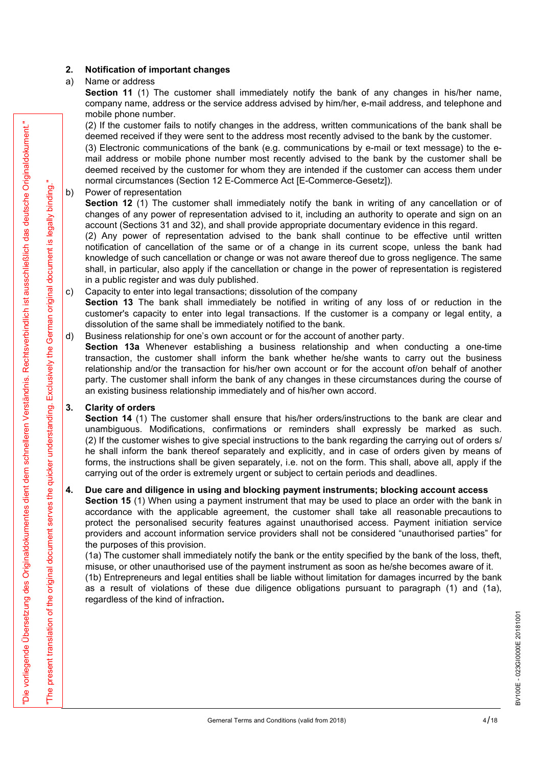## 2. Notification of important changes

a) Name or address

**Section 11** (1) The customer shall immediately notify the bank of any changes in his/her name, company name, address or the service address advised by him/her, e-mail address, and telephone and mobile phone number.

(2) If the customer fails to notify changes in the address, written communications of the bank shall be deemed received if they were sent to the address most recently advised to the bank by the customer.

(3) Electronic communications of the bank (e.g. communications by e-mail or text message) to the e-mail address or mobile phone number most recently advised to the bank by the customer shall be deemed received by the customer for whom they are intended if the customer can access them under normal circumstances (Section 12 E-Commerce Act [E-Commerce-Gesetz]).

b) Power of representation

**Section 12** (1) The customer shall immediately notify the bank in writing of any cancellation or of changes of any power of representation advised to it, including an authority to operate and sign on an account (Sections 31 and 32), and shall provide appropriate documentary evidence in this regard.

(2) Any power of representation advised to the bank shall continue to be effective until written notification of cancellation of the same or of a change in its current scope, unless the bank had knowledge of such cancellation or change or was not aware thereof due to gross negligence. The same shall, in particular, also apply if the cancellation or change in the power of representation is registered in a public register and was duly published.

c) Capacity to enter into legal transactions; dissolution of the company

**Section 13** The bank shall immediately be notified in writing of any loss of or reduction in the customer's capacity to enter into legal transactions. If the customer is a company or legal entity, a dissolution of the same shall be immediately notified to the bank.

d) Business relationship for one's own account or for the account of another party.

**Section 13a** Whenever establishing a business relationship and when conducting a one-time transaction, the customer shall inform the bank whether he/she wants to carry out the business relationship and/or the transaction for his/her own account or for the account of/on behalf of another party. The customer shall inform the bank of any changes in these circumstances during the course of an existing business relationship immediately and of his/her own accord.

## 3. Clarity of orders

**Section 14** (1) The customer shall ensure that his/her orders/instructions to the bank are clear and unambiguous. Modifications, confirmations or reminders shall expressly be marked as such.

(2) If the customer wishes to give special instructions to the bank regarding the carrying out of orders s/he shall inform the bank thereof separately and explicitly, and in case of orders given by means of forms, the instructions shall be given separately, i.e. not on the form. This shall, above all, apply if the carrying out of the order is extremely urgent or subject to certain periods and deadlines.

## 4. Due care and diligence in using and blocking payment instruments; blocking account access

**Section 15** (1) When using a payment instrument that may be used to place an order with the bank in accordance with the applicable agreement, the customer shall take all reasonable precautions to protect the personalised security features against unauthorised access. Payment initiation service providers and account information service providers shall not be considered "unauthorised parties" for the purposes of this provision.

(1a) The customer shall immediately notify the bank or the entity specified by the bank of the loss, theft, misuse, or other unauthorised use of the payment instrument as soon as he/she becomes aware of it.

(1b) Entrepreneurs and legal entities shall be liable without limitation for damages incurred by the bank as a result of violations of these due diligence obligations pursuant to paragraph (1) and (1a), regardless of the kind of infraction.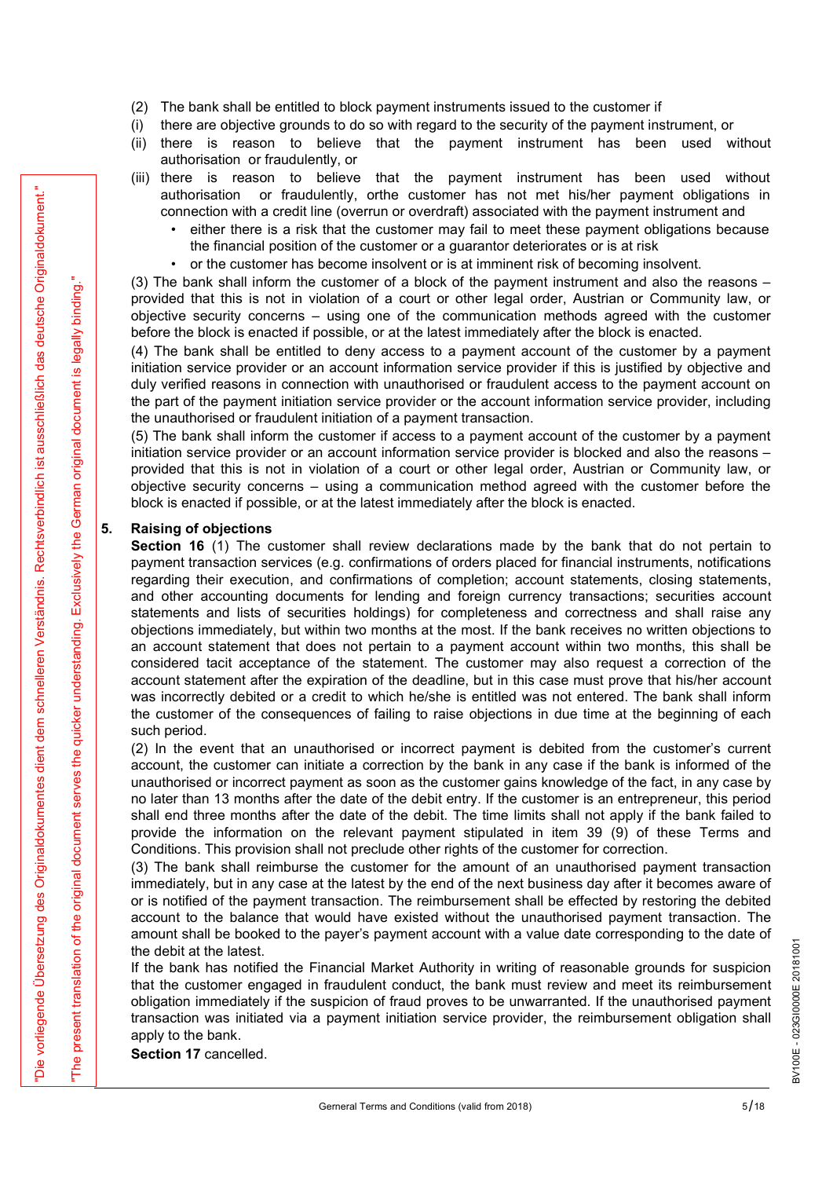(2) The bank shall be entitled to block payment instruments issued to the customer if

(i) there are objective grounds to do so with regard to the security of the payment instrument, or

(ii) there is reason to believe that the payment instrument has been used without authorisation or fraudulently, or

(iii) there is reason to believe that the payment instrument has been used without authorisation or fraudulently, orthe customer has not met his/her payment obligations in connection with a credit line (overrun or overdraft) associated with the payment instrument and

- either there is a risk that the customer may fail to meet these payment obligations because the financial position of the customer or a guarantor deteriorates or is at risk
- or the customer has become insolvent or is at imminent risk of becoming insolvent.

(3) The bank shall inform the customer of a block of the payment instrument and also the reasons – provided that this is not in violation of a court or other legal order, Austrian or Community law, or objective security concerns – using one of the communication methods agreed with the customer before the block is enacted if possible, or at the latest immediately after the block is enacted.

(4) The bank shall be entitled to deny access to a payment account of the customer by a payment initiation service provider or an account information service provider if this is justified by objective and duly verified reasons in connection with unauthorised or fraudulent access to the payment account on the part of the payment initiation service provider or the account information service provider, including the unauthorised or fraudulent initiation of a payment transaction.

(5) The bank shall inform the customer if access to a payment account of the customer by a payment initiation service provider or an account information service provider is blocked and also the reasons – provided that this is not in violation of a court or other legal order, Austrian or Community law, or objective security concerns – using a communication method agreed with the customer before the block is enacted if possible, or at the latest immediately after the block is enacted.

## 5. Raising of objections

**Section 16** (1) The customer shall review declarations made by the bank that do not pertain to payment transaction services (e.g. confirmations of orders placed for financial instruments, notifications regarding their execution, and confirmations of completion; account statements, closing statements, and other accounting documents for lending and foreign currency transactions; securities account statements and lists of securities holdings) for completeness and correctness and shall raise any objections immediately, but within two months at the most. If the bank receives no written objections to an account statement that does not pertain to a payment account within two months, this shall be considered tacit acceptance of the statement. The customer may also request a correction of the account statement after the expiration of the deadline, but in this case must prove that his/her account was incorrectly debited or a credit to which he/she is entitled was not entered. The bank shall inform the customer of the consequences of failing to raise objections in due time at the beginning of each such period.

(2) In the event that an unauthorised or incorrect payment is debited from the customer's current account, the customer can initiate a correction by the bank in any case if the bank is informed of the unauthorised or incorrect payment as soon as the customer gains knowledge of the fact, in any case by no later than 13 months after the date of the debit entry. If the customer is an entrepreneur, this period shall end three months after the date of the debit. The time limits shall not apply if the bank failed to provide the information on the relevant payment stipulated in item 39 (9) of these Terms and Conditions. This provision shall not preclude other rights of the customer for correction.

(3) The bank shall reimburse the customer for the amount of an unauthorised payment transaction immediately, but in any case at the latest by the end of the next business day after it becomes aware of or is notified of the payment transaction. The reimbursement shall be effected by restoring the debited account to the balance that would have existed without the unauthorised payment transaction. The amount shall be booked to the payer's payment account with a value date corresponding to the date of the debit at the latest.

If the bank has notified the Financial Market Authority in writing of reasonable grounds for suspicion that the customer engaged in fraudulent conduct, the bank must review and meet its reimbursement obligation immediately if the suspicion of fraud proves to be unwarranted. If the unauthorised payment transaction was initiated via a payment initiation service provider, the reimbursement obligation shall apply to the bank.

**Section 17** cancelled.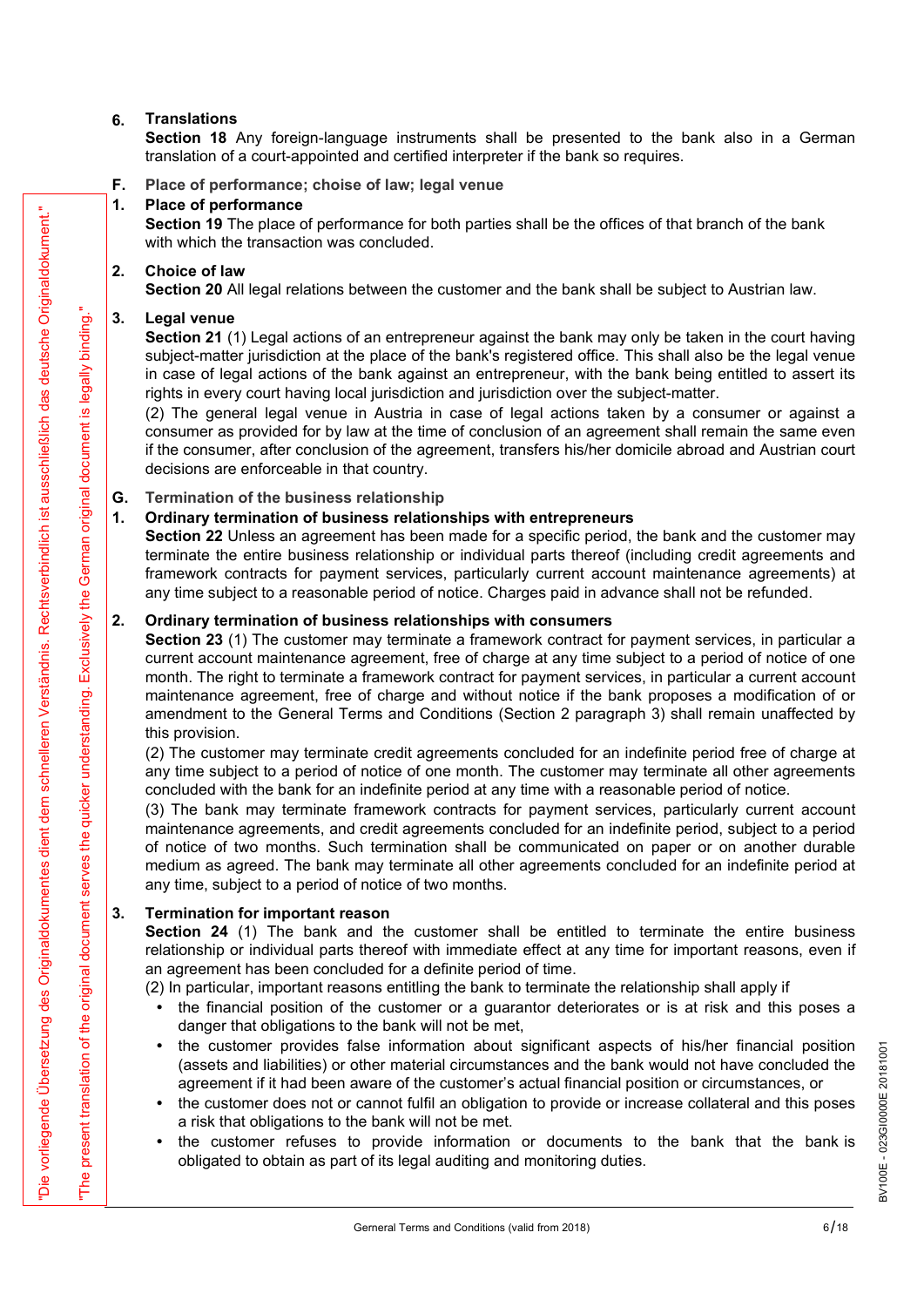## 6. Translations

**Section 18** Any foreign-language instruments shall be presented to the bank also in a German translation of a court-appointed and certified interpreter if the bank so requires.

# F. Place of performance; choise of law; legal venue

## 1. Place of performance

**Section 19** The place of performance for both parties shall be the offices of that branch of the bank with which the transaction was concluded.

## 2. Choice of law

**Section 20** All legal relations between the customer and the bank shall be subject to Austrian law.

## 3. Legal venue

**Section 21** (1) Legal actions of an entrepreneur against the bank may only be taken in the court having subject-matter jurisdiction at the place of the bank's registered office. This shall also be the legal venue in case of legal actions of the bank against an entrepreneur, with the bank being entitled to assert its rights in every court having local jurisdiction and jurisdiction over the subject-matter.

(2) The general legal venue in Austria in case of legal actions taken by a consumer or against a consumer as provided for by law at the time of conclusion of an agreement shall remain the same even if the consumer, after conclusion of the agreement, transfers his/her domicile abroad and Austrian court decisions are enforceable in that country.

# G. Termination of the business relationship

## 1. Ordinary termination of business relationships with entrepreneurs

**Section 22** Unless an agreement has been made for a specific period, the bank and the customer may terminate the entire business relationship or individual parts thereof (including credit agreements and framework contracts for payment services, particularly current account maintenance agreements) at any time subject to a reasonable period of notice. Charges paid in advance shall not be refunded.

## 2. Ordinary termination of business relationships with consumers

**Section 23** (1) The customer may terminate a framework contract for payment services, in particular a current account maintenance agreement, free of charge at any time subject to a period of notice of one month. The right to terminate a framework contract for payment services, in particular a current account maintenance agreement, free of charge and without notice if the bank proposes a modification of or amendment to the General Terms and Conditions (Section 2 paragraph 3) shall remain unaffected by this provision.

(2) The customer may terminate credit agreements concluded for an indefinite period free of charge at any time subject to a period of notice of one month. The customer may terminate all other agreements concluded with the bank for an indefinite period at any time with a reasonable period of notice.

(3) The bank may terminate framework contracts for payment services, particularly current account maintenance agreements, and credit agreements concluded for an indefinite period, subject to a period of notice of two months. Such termination shall be communicated on paper or on another durable medium as agreed. The bank may terminate all other agreements concluded for an indefinite period at any time, subject to a period of notice of two months.

## 3. Termination for important reason

**Section 24** (1) The bank and the customer shall be entitled to terminate the entire business relationship or individual parts thereof with immediate effect at any time for important reasons, even if an agreement has been concluded for a definite period of time.

(2) In particular, important reasons entitling the bank to terminate the relationship shall apply if

- the financial position of the customer or a guarantor deteriorates or is at risk and this poses a danger that obligations to the bank will not be met,
- the customer provides false information about significant aspects of his/her financial position (assets and liabilities) or other material circumstances and the bank would not have concluded the agreement if it had been aware of the customer's actual financial position or circumstances, or
- the customer does not or cannot fulfil an obligation to provide or increase collateral and this poses a risk that obligations to the bank will not be met.
- the customer refuses to provide information or documents to the bank that the bank is obligated to obtain as part of its legal auditing and monitoring duties.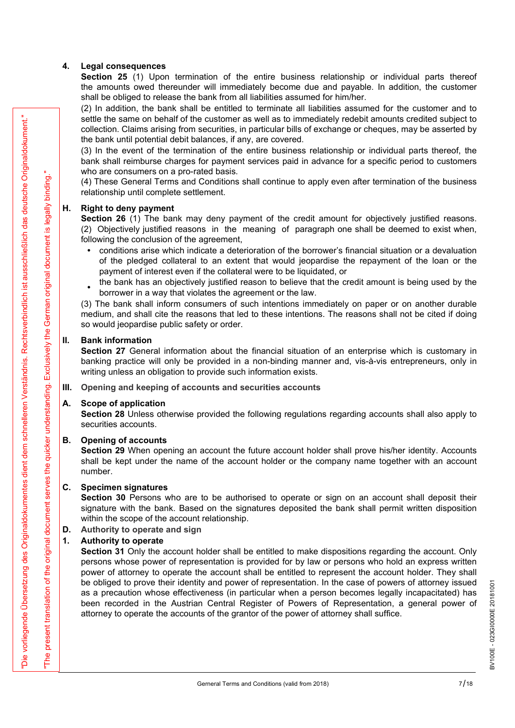## 4. Legal consequences

**Section 25** (1) Upon termination of the entire business relationship or individual parts thereof the amounts owed thereunder will immediately become due and payable. In addition, the customer shall be obliged to release the bank from all liabilities assumed for him/her.

(2) In addition, the bank shall be entitled to terminate all liabilities assumed for the customer and to settle the same on behalf of the customer as well as to immediately redebit amounts credited subject to collection. Claims arising from securities, in particular bills of exchange or cheques, may be asserted by the bank until potential debit balances, if any, are covered.

(3) In the event of the termination of the entire business relationship or individual parts thereof, the bank shall reimburse charges for payment services paid in advance for a specific period to customers who are consumers on a pro-rated basis.

(4) These General Terms and Conditions shall continue to apply even after termination of the business relationship until complete settlement.

## H. Right to deny payment

**Section 26** (1) The bank may deny payment of the credit amount for objectively justified reasons.

(2) Objectively justified reasons in the meaning of paragraph one shall be deemed to exist when, following the conclusion of the agreement,

- conditions arise which indicate a deterioration of the borrower's financial situation or a devaluation of the pledged collateral to an extent that would jeopardise the repayment of the loan or the payment of interest even if the collateral were to be liquidated, or
- the bank has an objectively justified reason to believe that the credit amount is being used by the borrower in a way that violates the agreement or the law.

(3) The bank shall inform consumers of such intentions immediately on paper or on another durable medium, and shall cite the reasons that led to these intentions. The reasons shall not be cited if doing so would jeopardise public safety or order.

## II. Bank information

**Section 27** General information about the financial situation of an enterprise which is customary in banking practice will only be provided in a non-binding manner and, vis-à-vis entrepreneurs, only in writing unless an obligation to provide such information exists.

# III. Opening and keeping of accounts and securities accounts

## A. Scope of application

**Section 28** Unless otherwise provided the following regulations regarding accounts shall also apply to securities accounts.

## B. Opening of accounts

**Section 29** When opening an account the future account holder shall prove his/her identity. Accounts shall be kept under the name of the account holder or the company name together with an account number.

## C. Specimen signatures

**Section 30** Persons who are to be authorised to operate or sign on an account shall deposit their signature with the bank. Based on the signatures deposited the bank shall permit written disposition within the scope of the account relationship.

## D. Authority to operate and sign

### 1. Authority to operate

**Section 31** Only the account holder shall be entitled to make dispositions regarding the account. Only persons whose power of representation is provided for by law or persons who hold an express written power of attorney to operate the account shall be entitled to represent the account holder. They shall be obliged to prove their identity and power of representation. In the case of powers of attorney issued as a precaution whose effectiveness (in particular when a person becomes legally incapacitated) has been recorded in the Austrian Central Register of Powers of Representation, a general power of attorney to operate the accounts of the grantor of the power of attorney shall suffice.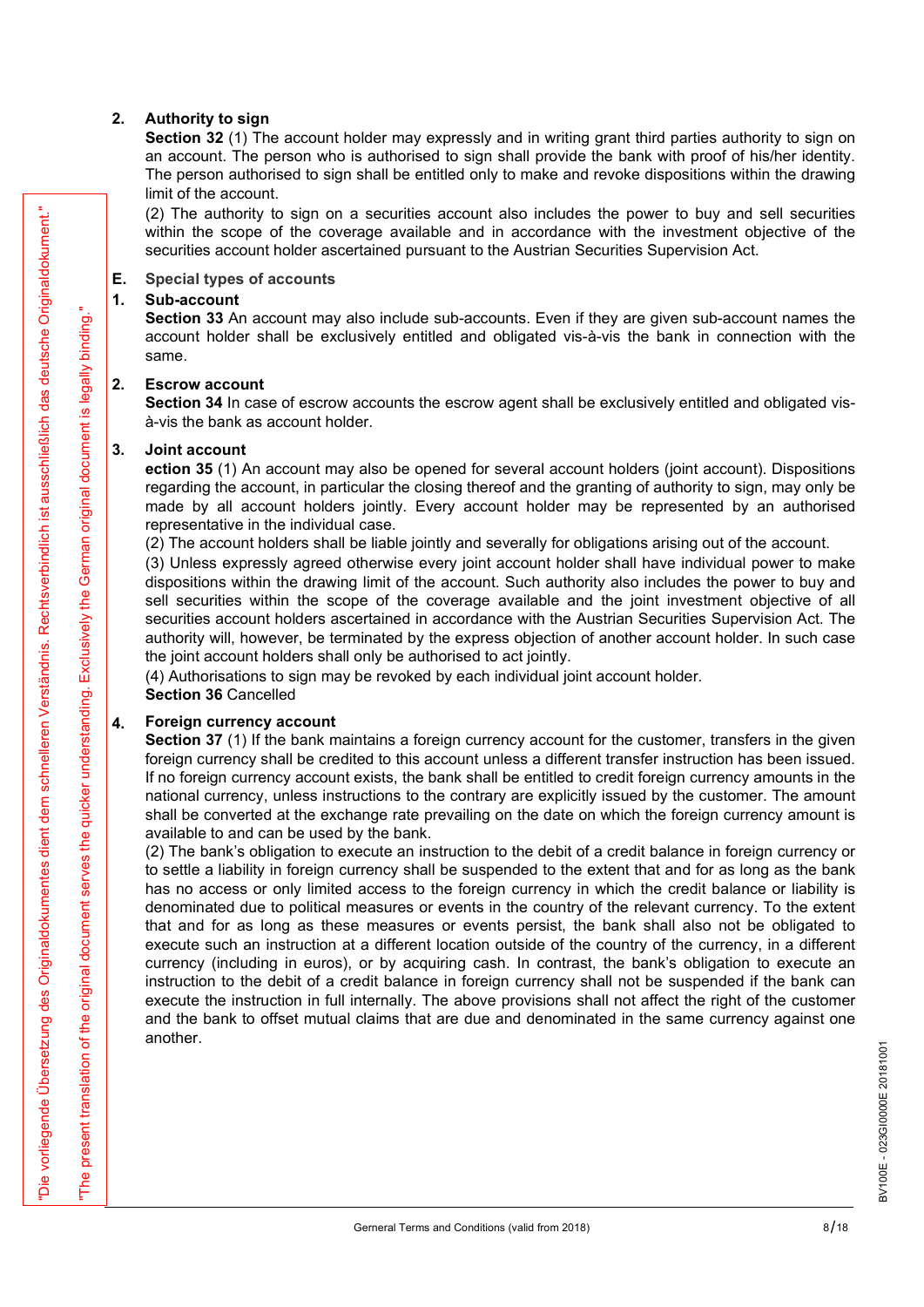## 2. Authority to sign

**Section 32** (1) The account holder may expressly and in writing grant third parties authority to sign on an account. The person who is authorised to sign shall provide the bank with proof of his/her identity. The person authorised to sign shall be entitled only to make and revoke dispositions within the drawing limit of the account.

(2) The authority to sign on a securities account also includes the power to buy and sell securities within the scope of the coverage available and in accordance with the investment objective of the securities account holder ascertained pursuant to the Austrian Securities Supervision Act.

# E. Special types of accounts

## 1. Sub-account

**Section 33** An account may also include sub-accounts. Even if they are given sub-account names the account holder shall be exclusively entitled and obligated vis-à-vis the bank in connection with the same.

## 2. Escrow account

**Section 34** In case of escrow accounts the escrow agent shall be exclusively entitled and obligated vis-à-vis the bank as account holder.

## 3. Joint account

**ection 35** (1) An account may also be opened for several account holders (joint account). Dispositions regarding the account, in particular the closing thereof and the granting of authority to sign, may only be made by all account holders jointly. Every account holder may be represented by an authorised representative in the individual case.

(2) The account holders shall be liable jointly and severally for obligations arising out of the account.

(3) Unless expressly agreed otherwise every joint account holder shall have individual power to make dispositions within the drawing limit of the account. Such authority also includes the power to buy and sell securities within the scope of the coverage available and the joint investment objective of all securities account holders ascertained in accordance with the Austrian Securities Supervision Act. The authority will, however, be terminated by the express objection of another account holder. In such case the joint account holders shall only be authorised to act jointly.

(4) Authorisations to sign may be revoked by each individual joint account holder.

**Section 36** Cancelled

## 4. Foreign currency account

**Section 37** (1) If the bank maintains a foreign currency account for the customer, transfers in the given foreign currency shall be credited to this account unless a different transfer instruction has been issued. If no foreign currency account exists, the bank shall be entitled to credit foreign currency amounts in the national currency, unless instructions to the contrary are explicitly issued by the customer. The amount shall be converted at the exchange rate prevailing on the date on which the foreign currency amount is available to and can be used by the bank.

(2) The bank's obligation to execute an instruction to the debit of a credit balance in foreign currency or to settle a liability in foreign currency shall be suspended to the extent that and for as long as the bank has no access or only limited access to the foreign currency in which the credit balance or liability is denominated due to political measures or events in the country of the relevant currency. To the extent that and for as long as these measures or events persist, the bank shall also not be obligated to execute such an instruction at a different location outside of the country of the currency, in a different currency (including in euros), or by acquiring cash. In contrast, the bank's obligation to execute an instruction to the debit of a credit balance in foreign currency shall not be suspended if the bank can execute the instruction in full internally. The above provisions shall not affect the right of the customer and the bank to offset mutual claims that are due and denominated in the same currency against one another.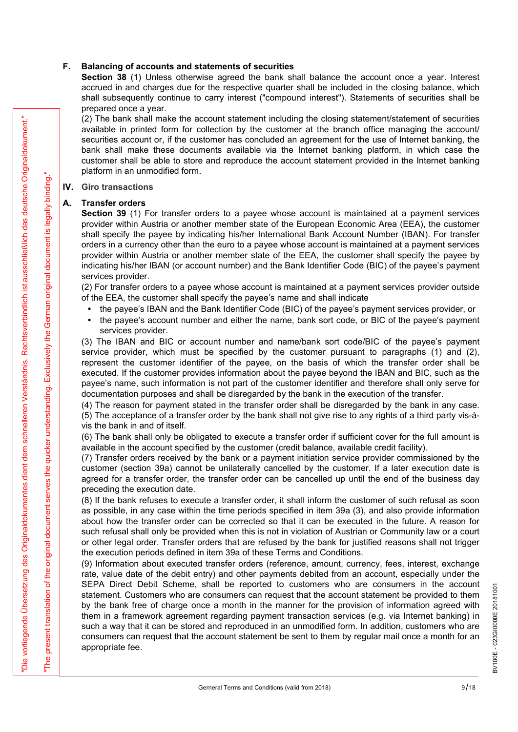## F. Balancing of accounts and statements of securities

**Section 38** (1) Unless otherwise agreed the bank shall balance the account once a year. Interest accrued in and charges due for the respective quarter shall be included in the closing balance, which shall subsequently continue to carry interest ("compound interest"). Statements of securities shall be prepared once a year.

(2) The bank shall make the account statement including the closing statement/statement of securities available in printed form for collection by the customer at the branch office managing the account/ securities account or, if the customer has concluded an agreement for the use of Internet banking, the bank shall make these documents available via the Internet banking platform, in which case the customer shall be able to store and reproduce the account statement provided in the Internet banking platform in an unmodified form.

# IV. Giro transactions

## A. Transfer orders

**Section 39** (1) For transfer orders to a payee whose account is maintained at a payment services provider within Austria or another member state of the European Economic Area (EEA), the customer shall specify the payee by indicating his/her International Bank Account Number (IBAN). For transfer orders in a currency other than the euro to a payee whose account is maintained at a payment services provider within Austria or another member state of the EEA, the customer shall specify the payee by indicating his/her IBAN (or account number) and the Bank Identifier Code (BIC) of the payee's payment services provider.

(2) For transfer orders to a payee whose account is maintained at a payment services provider outside of the EEA, the customer shall specify the payee's name and shall indicate

- the payee's IBAN and the Bank Identifier Code (BIC) of the payee's payment services provider, or
- the payee's account number and either the name, bank sort code, or BIC of the payee's payment services provider.

(3) The IBAN and BIC or account number and name/bank sort code/BIC of the payee's payment service provider, which must be specified by the customer pursuant to paragraphs (1) and (2), represent the customer identifier of the payee, on the basis of which the transfer order shall be executed. If the customer provides information about the payee beyond the IBAN and BIC, such as the payee's name, such information is not part of the customer identifier and therefore shall only serve for documentation purposes and shall be disregarded by the bank in the execution of the transfer.

(4) The reason for payment stated in the transfer order shall be disregarded by the bank in any case.

(5) The acceptance of a transfer order by the bank shall not give rise to any rights of a third party vis-à-vis the bank in and of itself.

(6) The bank shall only be obligated to execute a transfer order if sufficient cover for the full amount is available in the account specified by the customer (credit balance, available credit facility).

(7) Transfer orders received by the bank or a payment initiation service provider commissioned by the customer (section 39a) cannot be unilaterally cancelled by the customer. If a later execution date is agreed for a transfer order, the transfer order can be cancelled up until the end of the business day preceding the execution date.

(8) If the bank refuses to execute a transfer order, it shall inform the customer of such refusal as soon as possible, in any case within the time periods specified in item 39a (3), and also provide information about how the transfer order can be corrected so that it can be executed in the future. A reason for such refusal shall only be provided when this is not in violation of Austrian or Community law or a court or other legal order. Transfer orders that are refused by the bank for justified reasons shall not trigger the execution periods defined in item 39a of these Terms and Conditions.

(9) Information about executed transfer orders (reference, amount, currency, fees, interest, exchange rate, value date of the debit entry) and other payments debited from an account, especially under the SEPA Direct Debit Scheme, shall be reported to customers who are consumers in the account statement. Customers who are consumers can request that the account statement be provided to them by the bank free of charge once a month in the manner for the provision of information agreed with them in a framework agreement regarding payment transaction services (e.g. via Internet banking) in such a way that it can be stored and reproduced in an unmodified form. In addition, customers who are consumers can request that the account statement be sent to them by regular mail once a month for an appropriate fee.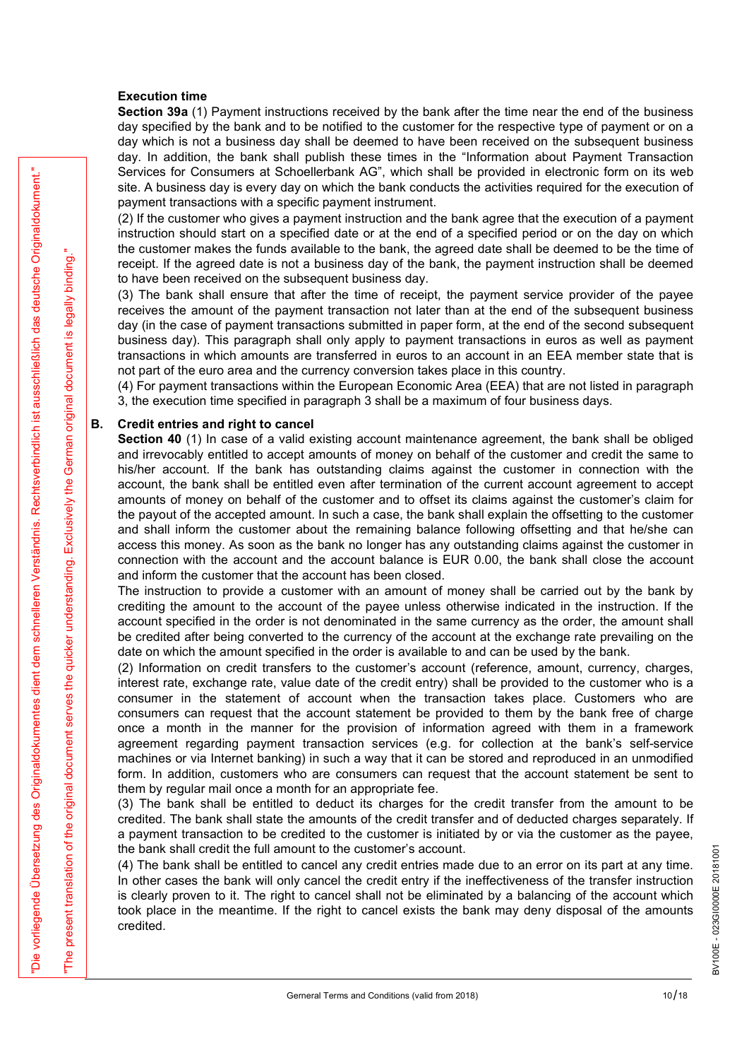**Execution time**

**Section 39a** (1) Payment instructions received by the bank after the time near the end of the business day specified by the bank and to be notified to the customer for the respective type of payment or on a day which is not a business day shall be deemed to have been received on the subsequent business day. In addition, the bank shall publish these times in the "Information about Payment Transaction Services for Consumers at Schoellerbank AG", which shall be provided in electronic form on its web site. A business day is every day on which the bank conducts the activities required for the execution of payment transactions with a specific payment instrument.

(2) If the customer who gives a payment instruction and the bank agree that the execution of a payment instruction should start on a specified date or at the end of a specified period or on the day on which the customer makes the funds available to the bank, the agreed date shall be deemed to be the time of receipt. If the agreed date is not a business day of the bank, the payment instruction shall be deemed to have been received on the subsequent business day.

(3) The bank shall ensure that after the time of receipt, the payment service provider of the payee receives the amount of the payment transaction not later than at the end of the subsequent business day (in the case of payment transactions submitted in paper form, at the end of the second subsequent business day). This paragraph shall only apply to payment transactions in euros as well as payment transactions in which amounts are transferred in euros to an account in an EEA member state that is not part of the euro area and the currency conversion takes place in this country.

(4) For payment transactions within the European Economic Area (EEA) that are not listed in paragraph 3, the execution time specified in paragraph 3 shall be a maximum of four business days.

## B. Credit entries and right to cancel

**Section 40** (1) In case of a valid existing account maintenance agreement, the bank shall be obliged and irrevocably entitled to accept amounts of money on behalf of the customer and credit the same to his/her account. If the bank has outstanding claims against the customer in connection with the account, the bank shall be entitled even after termination of the current account agreement to accept amounts of money on behalf of the customer and to offset its claims against the customer's claim for the payout of the accepted amount. In such a case, the bank shall explain the offsetting to the customer and shall inform the customer about the remaining balance following offsetting and that he/she can access this money. As soon as the bank no longer has any outstanding claims against the customer in connection with the account and the account balance is EUR 0.00, the bank shall close the account and inform the customer that the account has been closed.

The instruction to provide a customer with an amount of money shall be carried out by the bank by crediting the amount to the account of the payee unless otherwise indicated in the instruction. If the account specified in the order is not denominated in the same currency as the order, the amount shall be credited after being converted to the currency of the account at the exchange rate prevailing on the date on which the amount specified in the order is available to and can be used by the bank.

(2) Information on credit transfers to the customer's account (reference, amount, currency, charges, interest rate, exchange rate, value date of the credit entry) shall be provided to the customer who is a consumer in the statement of account when the transaction takes place. Customers who are consumers can request that the account statement be provided to them by the bank free of charge once a month in the manner for the provision of information agreed with them in a framework agreement regarding payment transaction services (e.g. for collection at the bank's self-service machines or via Internet banking) in such a way that it can be stored and reproduced in an unmodified form. In addition, customers who are consumers can request that the account statement be sent to them by regular mail once a month for an appropriate fee.

(3) The bank shall be entitled to deduct its charges for the credit transfer from the amount to be credited. The bank shall state the amounts of the credit transfer and of deducted charges separately. If a payment transaction to be credited to the customer is initiated by or via the customer as the payee, the bank shall credit the full amount to the customer's account.

(4) The bank shall be entitled to cancel any credit entries made due to an error on its part at any time. In other cases the bank will only cancel the credit entry if the ineffectiveness of the transfer instruction is clearly proven to it. The right to cancel shall not be eliminated by a balancing of the account which took place in the meantime. If the right to cancel exists the bank may deny disposal of the amounts credited.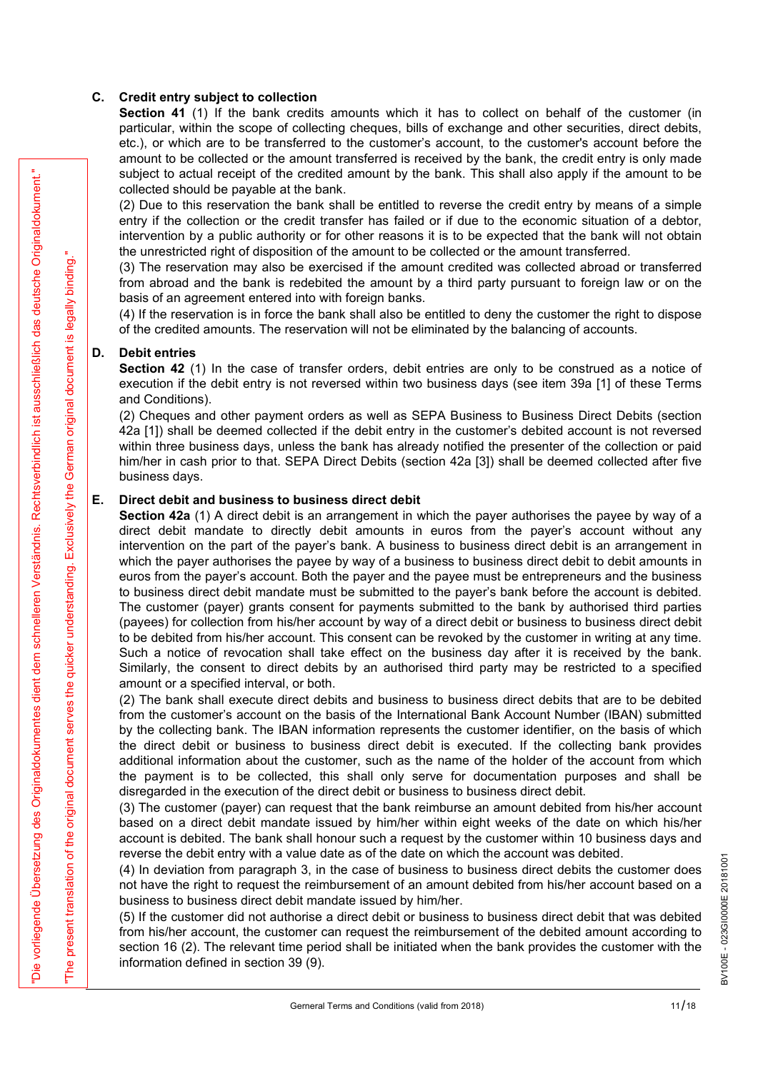## C. Credit entry subject to collection

**Section 41** (1) If the bank credits amounts which it has to collect on behalf of the customer (in particular, within the scope of collecting cheques, bills of exchange and other securities, direct debits, etc.), or which are to be transferred to the customer's account, to the customer's account before the amount to be collected or the amount transferred is received by the bank, the credit entry is only made subject to actual receipt of the credited amount by the bank. This shall also apply if the amount to be collected should be payable at the bank.

(2) Due to this reservation the bank shall be entitled to reverse the credit entry by means of a simple entry if the collection or the credit transfer has failed or if due to the economic situation of a debtor, intervention by a public authority or for other reasons it is to be expected that the bank will not obtain the unrestricted right of disposition of the amount to be collected or the amount transferred.

(3) The reservation may also be exercised if the amount credited was collected abroad or transferred from abroad and the bank is redebited the amount by a third party pursuant to foreign law or on the basis of an agreement entered into with foreign banks.

(4) If the reservation is in force the bank shall also be entitled to deny the customer the right to dispose of the credited amounts. The reservation will not be eliminated by the balancing of accounts.

## D. Debit entries

**Section 42** (1) In the case of transfer orders, debit entries are only to be construed as a notice of execution if the debit entry is not reversed within two business days (see item 39a [1] of these Terms and Conditions).

(2) Cheques and other payment orders as well as SEPA Business to Business Direct Debits (section 42a [1]) shall be deemed collected if the debit entry in the customer's debited account is not reversed within three business days, unless the bank has already notified the presenter of the collection or paid him/her in cash prior to that. SEPA Direct Debits (section 42a [3]) shall be deemed collected after five business days.

## E. Direct debit and business to business direct debit

**Section 42a** (1) A direct debit is an arrangement in which the payer authorises the payee by way of a direct debit mandate to directly debit amounts in euros from the payer's account without any intervention on the part of the payer's bank. A business to business direct debit is an arrangement in which the payer authorises the payee by way of a business to business direct debit to debit amounts in euros from the payer's account. Both the payer and the payee must be entrepreneurs and the business to business direct debit mandate must be submitted to the payer's bank before the account is debited. The customer (payer) grants consent for payments submitted to the bank by authorised third parties (payees) for collection from his/her account by way of a direct debit or business to business direct debit to be debited from his/her account. This consent can be revoked by the customer in writing at any time. Such a notice of revocation shall take effect on the business day after it is received by the bank. Similarly, the consent to direct debits by an authorised third party may be restricted to a specified amount or a specified interval, or both.

(2) The bank shall execute direct debits and business to business direct debits that are to be debited from the customer's account on the basis of the International Bank Account Number (IBAN) submitted by the collecting bank. The IBAN information represents the customer identifier, on the basis of which the direct debit or business to business direct debit is executed. If the collecting bank provides additional information about the customer, such as the name of the holder of the account from which the payment is to be collected, this shall only serve for documentation purposes and shall be disregarded in the execution of the direct debit or business to business direct debit.

(3) The customer (payer) can request that the bank reimburse an amount debited from his/her account based on a direct debit mandate issued by him/her within eight weeks of the date on which his/her account is debited. The bank shall honour such a request by the customer within 10 business days and reverse the debit entry with a value date as of the date on which the account was debited.

(4) In deviation from paragraph 3, in the case of business to business direct debits the customer does not have the right to request the reimbursement of an amount debited from his/her account based on a business to business direct debit mandate issued by him/her.

(5) If the customer did not authorise a direct debit or business to business direct debit that was debited from his/her account, the customer can request the reimbursement of the debited amount according to section 16 (2). The relevant time period shall be initiated when the bank provides the customer with the information defined in section 39 (9).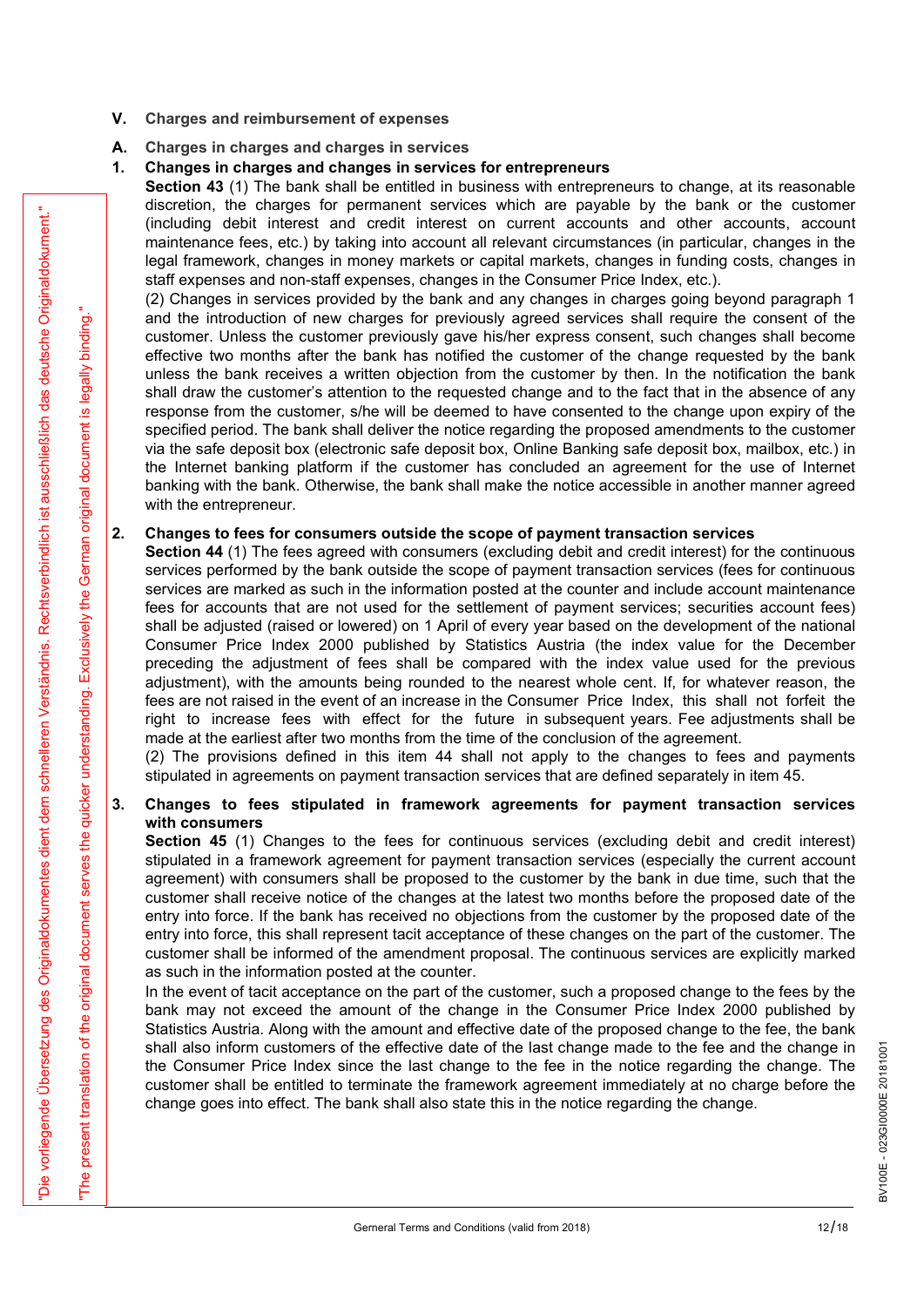## V. Charges and reimbursement of expenses

### A. Charges in charges and charges in services

#### 1. Changes in charges and changes in services for entrepreneurs

**Section 43** (1) The bank shall be entitled in business with entrepreneurs to change, at its reasonable discretion, the charges for permanent services which are payable by the bank or the customer (including debit interest and credit interest on current accounts and other accounts, account maintenance fees, etc.) by taking into account all relevant circumstances (in particular, changes in the legal framework, changes in money markets or capital markets, changes in funding costs, changes in staff expenses and non-staff expenses, changes in the Consumer Price Index, etc.).

(2) Changes in services provided by the bank and any changes in charges going beyond paragraph 1 and the introduction of new charges for previously agreed services shall require the consent of the customer. Unless the customer previously gave his/her express consent, such changes shall become effective two months after the bank has notified the customer of the change requested by the bank unless the bank receives a written objection from the customer by then. In the notification the bank shall draw the customer's attention to the requested change and to the fact that in the absence of any response from the customer, s/he will be deemed to have consented to the change upon expiry of the specified period. The bank shall deliver the notice regarding the proposed amendments to the customer via the safe deposit box (electronic safe deposit box, Online Banking safe deposit box, mailbox, etc.) in the Internet banking platform if the customer has concluded an agreement for the use of Internet banking with the bank. Otherwise, the bank shall make the notice accessible in another manner agreed with the entrepreneur.

#### 2. Changes to fees for consumers outside the scope of payment transaction services

**Section 44** (1) The fees agreed with consumers (excluding debit and credit interest) for the continuous services performed by the bank outside the scope of payment transaction services (fees for continuous services are marked as such in the information posted at the counter and include account maintenance fees for accounts that are not used for the settlement of payment services; securities account fees) shall be adjusted (raised or lowered) on 1 April of every year based on the development of the national Consumer Price Index 2000 published by Statistics Austria (the index value for the December preceding the adjustment of fees shall be compared with the index value used for the previous adjustment), with the amounts being rounded to the nearest whole cent. If, for whatever reason, the fees are not raised in the event of an increase in the Consumer Price Index, this shall not forfeit the right to increase fees with effect for the future in subsequent years. Fee adjustments shall be made at the earliest after two months from the time of the conclusion of the agreement.

(2) The provisions defined in this item 44 shall not apply to the changes to fees and payments stipulated in agreements on payment transaction services that are defined separately in item 45.

#### 3. Changes to fees stipulated in framework agreements for payment transaction services with consumers

**Section 45** (1) Changes to the fees for continuous services (excluding debit and credit interest) stipulated in a framework agreement for payment transaction services (especially the current account agreement) with consumers shall be proposed to the customer by the bank in due time, such that the customer shall receive notice of the changes at the latest two months before the proposed date of the entry into force. If the bank has received no objections from the customer by the proposed date of the entry into force, this shall represent tacit acceptance of these changes on the part of the customer. The customer shall be informed of the amendment proposal. The continuous services are explicitly marked as such in the information posted at the counter.

In the event of tacit acceptance on the part of the customer, such a proposed change to the fees by the bank may not exceed the amount of the change in the Consumer Price Index 2000 published by Statistics Austria. Along with the amount and effective date of the proposed change to the fee, the bank shall also inform customers of the effective date of the last change made to the fee and the change in the Consumer Price Index since the last change to the fee in the notice regarding the change. The customer shall be entitled to terminate the framework agreement immediately at no charge before the change goes into effect. The bank shall also state this in the notice regarding the change.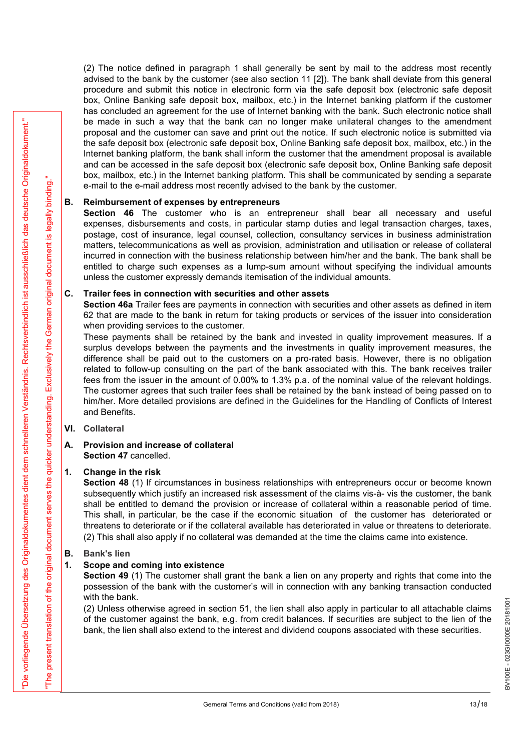(2) The notice defined in paragraph 1 shall generally be sent by mail to the address most recently advised to the bank by the customer (see also section 11 [2]). The bank shall deviate from this general procedure and submit this notice in electronic form via the safe deposit box (electronic safe deposit box, Online Banking safe deposit box, mailbox, etc.) in the Internet banking platform if the customer has concluded an agreement for the use of Internet banking with the bank. Such electronic notice shall be made in such a way that the bank can no longer make unilateral changes to the amendment proposal and the customer can save and print out the notice. If such electronic notice is submitted via the safe deposit box (electronic safe deposit box, Online Banking safe deposit box, mailbox, etc.) in the Internet banking platform, the bank shall inform the customer that the amendment proposal is available and can be accessed in the safe deposit box (electronic safe deposit box, Online Banking safe deposit box, mailbox, etc.) in the Internet banking platform. This shall be communicated by sending a separate e-mail to the e-mail address most recently advised to the bank by the customer.

### B. Reimbursement of expenses by entrepreneurs

**Section 46** The customer who is an entrepreneur shall bear all necessary and useful expenses, disbursements and costs, in particular stamp duties and legal transaction charges, taxes, postage, cost of insurance, legal counsel, collection, consultancy services in business administration matters, telecommunications as well as provision, administration and utilisation or release of collateral incurred in connection with the business relationship between him/her and the bank. The bank shall be entitled to charge such expenses as a lump-sum amount without specifying the individual amounts unless the customer expressly demands itemisation of the individual amounts.

### C. Trailer fees in connection with securities and other assets

**Section 46a** Trailer fees are payments in connection with securities and other assets as defined in item 62 that are made to the bank in return for taking products or services of the issuer into consideration when providing services to the customer.

These payments shall be retained by the bank and invested in quality improvement measures. If a surplus develops between the payments and the investments in quality improvement measures, the difference shall be paid out to the customers on a pro-rated basis. However, there is no obligation related to follow-up consulting on the part of the bank associated with this. The bank receives trailer fees from the issuer in the amount of 0.00% to 1.3% p.a. of the nominal value of the relevant holdings. The customer agrees that such trailer fees shall be retained by the bank instead of being passed on to him/her. More detailed provisions are defined in the Guidelines for the Handling of Conflicts of Interest and Benefits.

## VI. Collateral

### A. Provision and increase of collateral

**Section 47** cancelled.

#### 1. Change in the risk

**Section 48** (1) If circumstances in business relationships with entrepreneurs occur or become known subsequently which justify an increased risk assessment of the claims vis-à- vis the customer, the bank shall be entitled to demand the provision or increase of collateral within a reasonable period of time. This shall, in particular, be the case if the economic situation of the customer has deteriorated or threatens to deteriorate or if the collateral available has deteriorated in value or threatens to deteriorate.

(2) This shall also apply if no collateral was demanded at the time the claims came into existence.

### B. Bank's lien

#### 1. Scope and coming into existence

**Section 49** (1) The customer shall grant the bank a lien on any property and rights that come into the possession of the bank with the customer's will in connection with any banking transaction conducted with the bank.

(2) Unless otherwise agreed in section 51, the lien shall also apply in particular to all attachable claims of the customer against the bank, e.g. from credit balances. If securities are subject to the lien of the bank, the lien shall also extend to the interest and dividend coupons associated with these securities.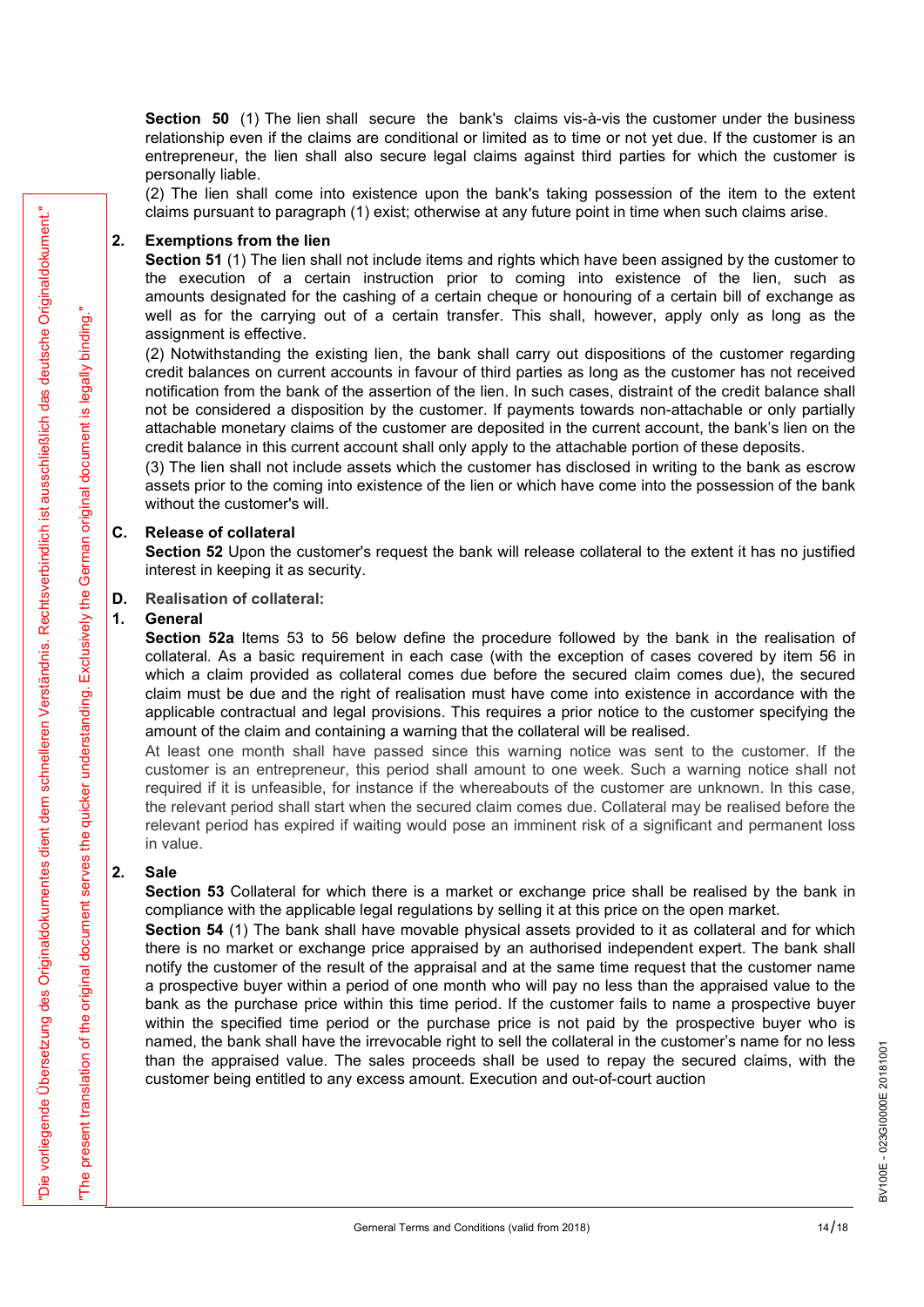**Section 50** (1) The lien shall secure the bank's claims vis-à-vis the customer under the business relationship even if the claims are conditional or limited as to time or not yet due. If the customer is an entrepreneur, the lien shall also secure legal claims against third parties for which the customer is personally liable.

(2) The lien shall come into existence upon the bank's taking possession of the item to the extent claims pursuant to paragraph (1) exist; otherwise at any future point in time when such claims arise.

### 2. Exemptions from the lien

**Section 51** (1) The lien shall not include items and rights which have been assigned by the customer to the execution of a certain instruction prior to coming into existence of the lien, such as amounts designated for the cashing of a certain cheque or honouring of a certain bill of exchange as well as for the carrying out of a certain transfer. This shall, however, apply only as long as the assignment is effective.

(2) Notwithstanding the existing lien, the bank shall carry out dispositions of the customer regarding credit balances on current accounts in favour of third parties as long as the customer has not received notification from the bank of the assertion of the lien. In such cases, distraint of the credit balance shall not be considered a disposition by the customer. If payments towards non-attachable or only partially attachable monetary claims of the customer are deposited in the current account, the bank's lien on the credit balance in this current account shall only apply to the attachable portion of these deposits.

(3) The lien shall not include assets which the customer has disclosed in writing to the bank as escrow assets prior to the coming into existence of the lien or which have come into the possession of the bank without the customer's will.

## C. Release of collateral

**Section 52** Upon the customer's request the bank will release collateral to the extent it has no justified interest in keeping it as security.

## D. Realisation of collateral:

### 1. General

**Section 52a** Items 53 to 56 below define the procedure followed by the bank in the realisation of collateral. As a basic requirement in each case (with the exception of cases covered by item 56 in which a claim provided as collateral comes due before the secured claim comes due), the secured claim must be due and the right of realisation must have come into existence in accordance with the applicable contractual and legal provisions. This requires a prior notice to the customer specifying the amount of the claim and containing a warning that the collateral will be realised.

At least one month shall have passed since this warning notice was sent to the customer. If the customer is an entrepreneur, this period shall amount to one week. Such a warning notice shall not required if it is unfeasible, for instance if the whereabouts of the customer are unknown. In this case, the relevant period shall start when the secured claim comes due. Collateral may be realised before the relevant period has expired if waiting would pose an imminent risk of a significant and permanent loss in value.

### 2. Sale

**Section 53** Collateral for which there is a market or exchange price shall be realised by the bank in compliance with the applicable legal regulations by selling it at this price on the open market.

**Section 54** (1) The bank shall have movable physical assets provided to it as collateral and for which there is no market or exchange price appraised by an authorised independent expert. The bank shall notify the customer of the result of the appraisal and at the same time request that the customer name a prospective buyer within a period of one month who will pay no less than the appraised value to the bank as the purchase price within this time period. If the customer fails to name a prospective buyer within the specified time period or the purchase price is not paid by the prospective buyer who is named, the bank shall have the irrevocable right to sell the collateral in the customer's name for no less than the appraised value. The sales proceeds shall be used to repay the secured claims, with the customer being entitled to any excess amount. Execution and out-of-court auction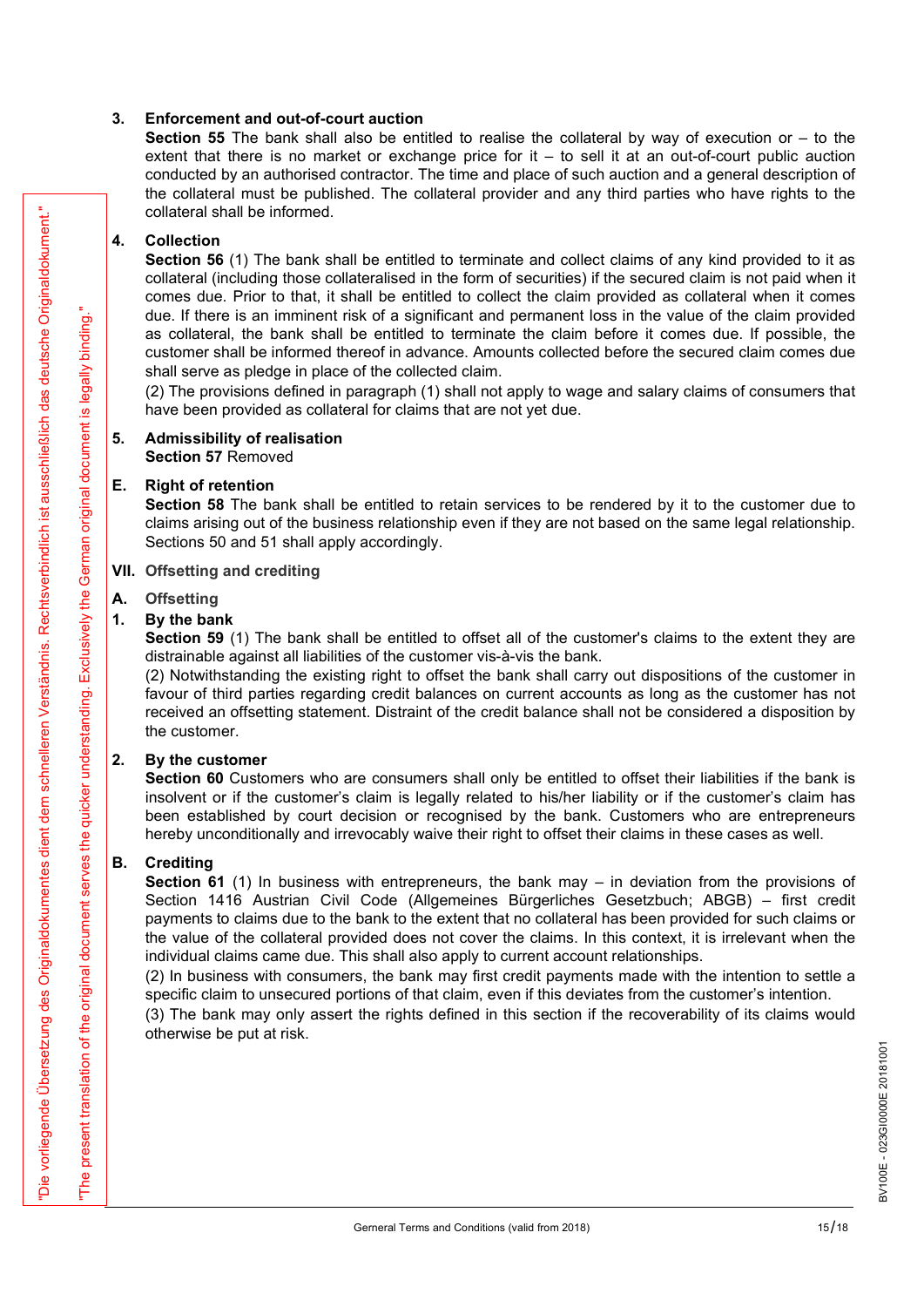### 3. Enforcement and out-of-court auction

**Section 55** The bank shall also be entitled to realise the collateral by way of execution or – to the extent that there is no market or exchange price for it – to sell it at an out-of-court public auction conducted by an authorised contractor. The time and place of such auction and a general description of the collateral must be published. The collateral provider and any third parties who have rights to the collateral shall be informed.

### 4. Collection

**Section 56** (1) The bank shall be entitled to terminate and collect claims of any kind provided to it as collateral (including those collateralised in the form of securities) if the secured claim is not paid when it comes due. Prior to that, it shall be entitled to collect the claim provided as collateral when it comes due. If there is an imminent risk of a significant and permanent loss in the value of the claim provided as collateral, the bank shall be entitled to terminate the claim before it comes due. If possible, the customer shall be informed thereof in advance. Amounts collected before the secured claim comes due shall serve as pledge in place of the collected claim.

(2) The provisions defined in paragraph (1) shall not apply to wage and salary claims of consumers that have been provided as collateral for claims that are not yet due.

### 5. Admissibility of realisation

**Section 57** Removed

## E. Right of retention

**Section 58** The bank shall be entitled to retain services to be rendered by it to the customer due to claims arising out of the business relationship even if they are not based on the same legal relationship. Sections 50 and 51 shall apply accordingly.

# VII. Offsetting and crediting

## A. Offsetting

### 1. By the bank

**Section 59** (1) The bank shall be entitled to offset all of the customer's claims to the extent they are distrainable against all liabilities of the customer vis-à-vis the bank.

(2) Notwithstanding the existing right to offset the bank shall carry out dispositions of the customer in favour of third parties regarding credit balances on current accounts as long as the customer has not received an offsetting statement. Distraint of the credit balance shall not be considered a disposition by the customer.

### 2. By the customer

**Section 60** Customers who are consumers shall only be entitled to offset their liabilities if the bank is insolvent or if the customer's claim is legally related to his/her liability or if the customer's claim has been established by court decision or recognised by the bank. Customers who are entrepreneurs hereby unconditionally and irrevocably waive their right to offset their claims in these cases as well.

## B. Crediting

**Section 61** (1) In business with entrepreneurs, the bank may – in deviation from the provisions of Section 1416 Austrian Civil Code (Allgemeines Bürgerliches Gesetzbuch; ABGB) – first credit payments to claims due to the bank to the extent that no collateral has been provided for such claims or the value of the collateral provided does not cover the claims. In this context, it is irrelevant when the individual claims came due. This shall also apply to current account relationships.

(2) In business with consumers, the bank may first credit payments made with the intention to settle a specific claim to unsecured portions of that claim, even if this deviates from the customer's intention.

(3) The bank may only assert the rights defined in this section if the recoverability of its claims would otherwise be put at risk.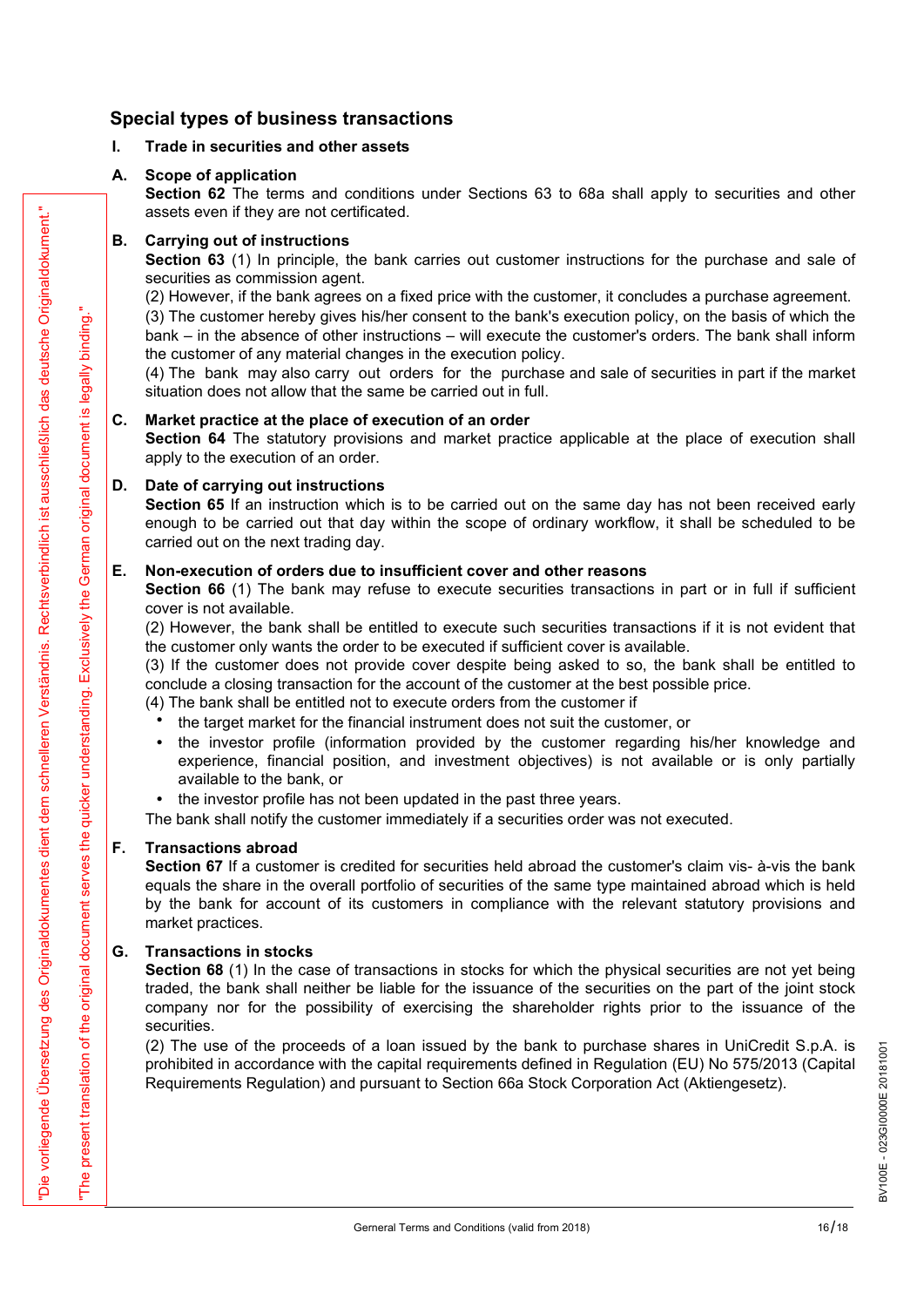## Special types of business transactions

### I. Trade in securities and other assets

**A. Scope of application**

**Section 62** The terms and conditions under Sections 63 to 68a shall apply to securities and other assets even if they are not certificated.

**B. Carrying out of instructions**

**Section 63** (1) In principle, the bank carries out customer instructions for the purchase and sale of securities as commission agent.

(2) However, if the bank agrees on a fixed price with the customer, it concludes a purchase agreement.

(3) The customer hereby gives his/her consent to the bank's execution policy, on the basis of which the bank – in the absence of other instructions – will execute the customer's orders. The bank shall inform the customer of any material changes in the execution policy.

(4) The bank may also carry out orders for the purchase and sale of securities in part if the market situation does not allow that the same be carried out in full.

**C. Market practice at the place of execution of an order**

**Section 64** The statutory provisions and market practice applicable at the place of execution shall apply to the execution of an order.

**D. Date of carrying out instructions**

**Section 65** If an instruction which is to be carried out on the same day has not been received early enough to be carried out that day within the scope of ordinary workflow, it shall be scheduled to be carried out on the next trading day.

**E. Non-execution of orders due to insufficient cover and other reasons**

**Section 66** (1) The bank may refuse to execute securities transactions in part or in full if sufficient cover is not available.

(2) However, the bank shall be entitled to execute such securities transactions if it is not evident that the customer only wants the order to be executed if sufficient cover is available.

(3) If the customer does not provide cover despite being asked to so, the bank shall be entitled to conclude a closing transaction for the account of the customer at the best possible price.

(4) The bank shall be entitled not to execute orders from the customer if

- the target market for the financial instrument does not suit the customer, or
- the investor profile (information provided by the customer regarding his/her knowledge and experience, financial position, and investment objectives) is not available or is only partially available to the bank, or
- the investor profile has not been updated in the past three years.

The bank shall notify the customer immediately if a securities order was not executed.

**F. Transactions abroad**

**Section 67** If a customer is credited for securities held abroad the customer's claim vis- à-vis the bank equals the share in the overall portfolio of securities of the same type maintained abroad which is held by the bank for account of its customers in compliance with the relevant statutory provisions and market practices.

**G. Transactions in stocks**

**Section 68** (1) In the case of transactions in stocks for which the physical securities are not yet being traded, the bank shall neither be liable for the issuance of the securities on the part of the joint stock company nor for the possibility of exercising the shareholder rights prior to the issuance of the securities.

(2) The use of the proceeds of a loan issued by the bank to purchase shares in UniCredit S.p.A. is prohibited in accordance with the capital requirements defined in Regulation (EU) No 575/2013 (Capital Requirements Regulation) and pursuant to Section 66a Stock Corporation Act (Aktiengesetz).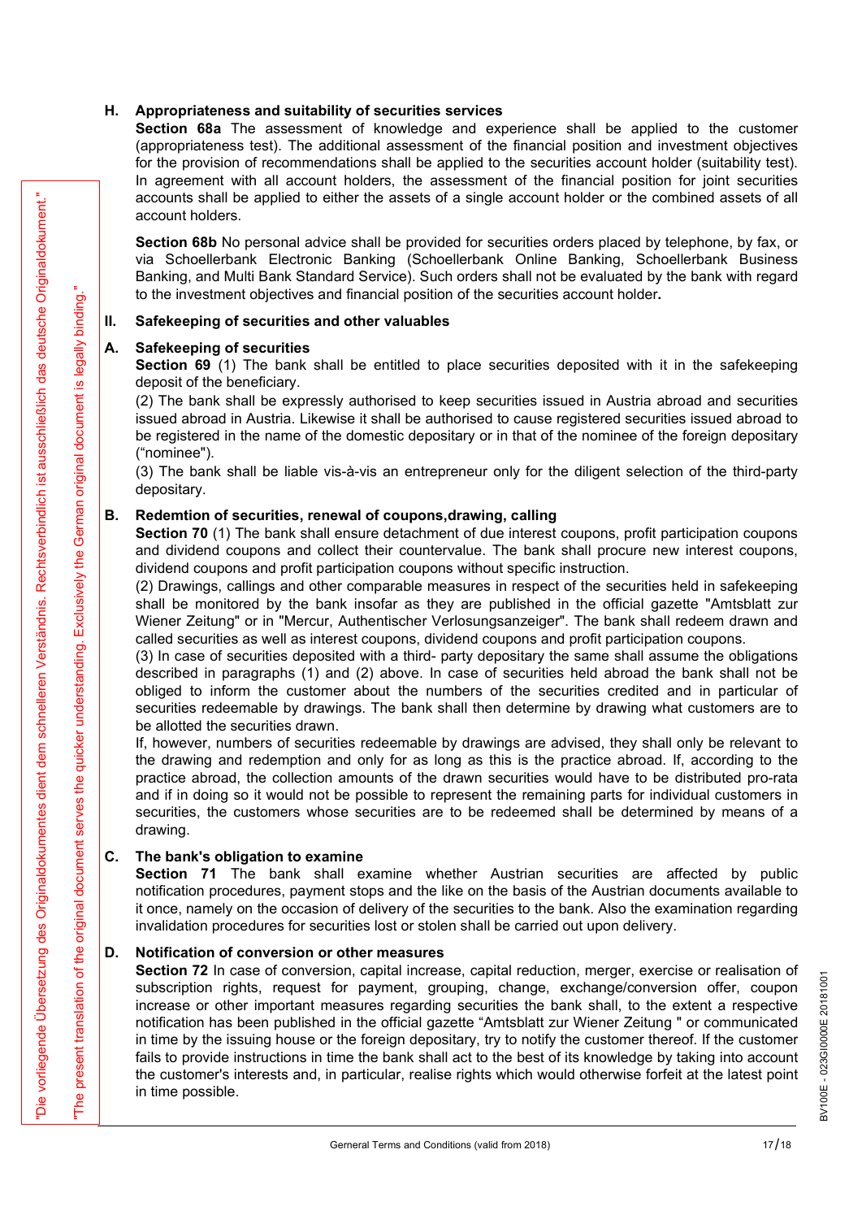## H. Appropriateness and suitability of securities services

**Section 68a** The assessment of knowledge and experience shall be applied to the customer (appropriateness test). The additional assessment of the financial position and investment objectives for the provision of recommendations shall be applied to the securities account holder (suitability test). In agreement with all account holders, the assessment of the financial position for joint securities accounts shall be applied to either the assets of a single account holder or the combined assets of all account holders.

**Section 68b** No personal advice shall be provided for securities orders placed by telephone, by fax, or via Schoellerbank Electronic Banking (Schoellerbank Online Banking, Schoellerbank Business Banking, and Multi Bank Standard Service). Such orders shall not be evaluated by the bank with regard to the investment objectives and financial position of the securities account holder**.**

# II. Safekeeping of securities and other valuables

## A. Safekeeping of securities

**Section 69** (1) The bank shall be entitled to place securities deposited with it in the safekeeping deposit of the beneficiary.

(2) The bank shall be expressly authorised to keep securities issued in Austria abroad and securities issued abroad in Austria. Likewise it shall be authorised to cause registered securities issued abroad to be registered in the name of the domestic depositary or in that of the nominee of the foreign depositary ("nominee").

(3) The bank shall be liable vis-à-vis an entrepreneur only for the diligent selection of the third-party depositary.

## B. Redemtion of securities, renewal of coupons,drawing, calling

**Section 70** (1) The bank shall ensure detachment of due interest coupons, profit participation coupons and dividend coupons and collect their countervalue. The bank shall procure new interest coupons, dividend coupons and profit participation coupons without specific instruction.

(2) Drawings, callings and other comparable measures in respect of the securities held in safekeeping shall be monitored by the bank insofar as they are published in the official gazette "Amtsblatt zur Wiener Zeitung" or in "Mercur, Authentischer Verlosungsanzeiger". The bank shall redeem drawn and called securities as well as interest coupons, dividend coupons and profit participation coupons.

(3) In case of securities deposited with a third- party depositary the same shall assume the obligations described in paragraphs (1) and (2) above. In case of securities held abroad the bank shall not be obliged to inform the customer about the numbers of the securities credited and in particular of securities redeemable by drawings. The bank shall then determine by drawing what customers are to be allotted the securities drawn.

If, however, numbers of securities redeemable by drawings are advised, they shall only be relevant to the drawing and redemption and only for as long as this is the practice abroad. If, according to the practice abroad, the collection amounts of the drawn securities would have to be distributed pro-rata and if in doing so it would not be possible to represent the remaining parts for individual customers in securities, the customers whose securities are to be redeemed shall be determined by means of a drawing.

## C. The bank's obligation to examine

**Section 71** The bank shall examine whether Austrian securities are affected by public notification procedures, payment stops and the like on the basis of the Austrian documents available to it once, namely on the occasion of delivery of the securities to the bank. Also the examination regarding invalidation procedures for securities lost or stolen shall be carried out upon delivery.

## D. Notification of conversion or other measures

**Section 72** In case of conversion, capital increase, capital reduction, merger, exercise or realisation of subscription rights, request for payment, grouping, change, exchange/conversion offer, coupon increase or other important measures regarding securities the bank shall, to the extent a respective notification has been published in the official gazette "Amtsblatt zur Wiener Zeitung " or communicated in time by the issuing house or the foreign depositary, try to notify the customer thereof. If the customer fails to provide instructions in time the bank shall act to the best of its knowledge by taking into account the customer's interests and, in particular, realise rights which would otherwise forfeit at the latest point in time possible.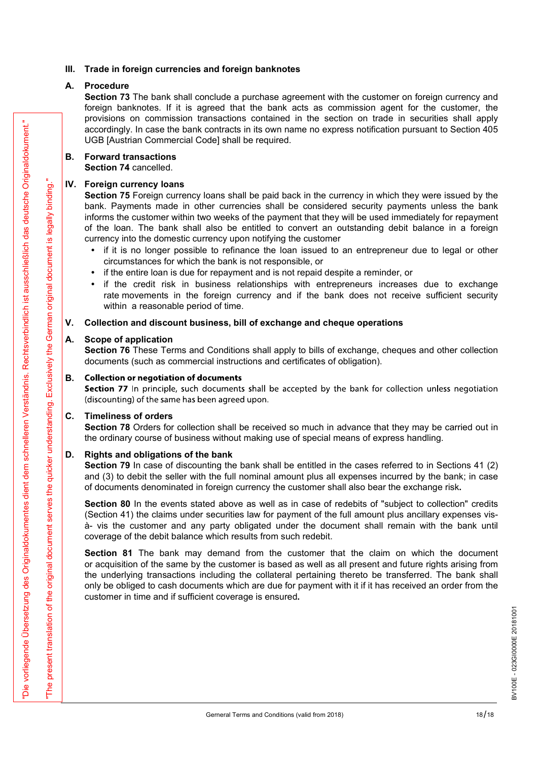## III. Trade in foreign currencies and foreign banknotes

### A. Procedure

**Section 73** The bank shall conclude a purchase agreement with the customer on foreign currency and foreign banknotes. If it is agreed that the bank acts as commission agent for the customer, the provisions on commission transactions contained in the section on trade in securities shall apply accordingly. In case the bank contracts in its own name no express notification pursuant to Section 405 UGB [Austrian Commercial Code] shall be required.

### B. Forward transactions

**Section 74** cancelled.

## IV. Foreign currency loans

**Section 75** Foreign currency loans shall be paid back in the currency in which they were issued by the bank. Payments made in other currencies shall be considered security payments unless the bank informs the customer within two weeks of the payment that they will be used immediately for repayment of the loan. The bank shall also be entitled to convert an outstanding debit balance in a foreign currency into the domestic currency upon notifying the customer

- if it is no longer possible to refinance the loan issued to an entrepreneur due to legal or other circumstances for which the bank is not responsible, or
- if the entire loan is due for repayment and is not repaid despite a reminder, or
- if the credit risk in business relationships with entrepreneurs increases due to exchange rate movements in the foreign currency and if the bank does not receive sufficient security within a reasonable period of time.

## V. Collection and discount business, bill of exchange and cheque operations

### A. Scope of application

**Section 76** These Terms and Conditions shall apply to bills of exchange, cheques and other collection documents (such as commercial instructions and certificates of obligation).

### B. Collection or negotiation of documents

**Section 77** In principle, such documents shall be accepted by the bank for collection unless negotiation (discounting) of the same has been agreed upon.

### C. Timeliness of orders

**Section 78** Orders for collection shall be received so much in advance that they may be carried out in the ordinary course of business without making use of special means of express handling.

### D. Rights and obligations of the bank

**Section 79** In case of discounting the bank shall be entitled in the cases referred to in Sections 41 (2) and (3) to debit the seller with the full nominal amount plus all expenses incurred by the bank; in case of documents denominated in foreign currency the customer shall also bear the exchange risk.

**Section 80** In the events stated above as well as in case of redebits of "subject to collection" credits (Section 41) the claims under securities law for payment of the full amount plus ancillary expenses vis-à- vis the customer and any party obligated under the document shall remain with the bank until coverage of the debit balance which results from such redebit.

**Section 81** The bank may demand from the customer that the claim on which the document or acquisition of the same by the customer is based as well as all present and future rights arising from the underlying transactions including the collateral pertaining thereto be transferred. The bank shall only be obliged to cash documents which are due for payment with it if it has received an order from the customer in time and if sufficient coverage is ensured.